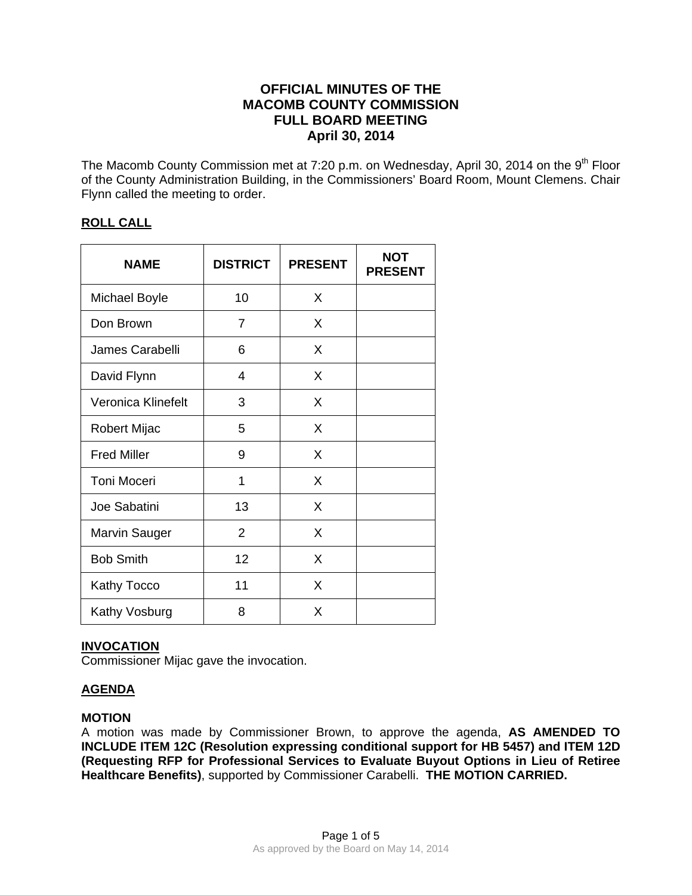# OFFICIAL MINUTES OF THE MACOMB COUNTY COMMISSION FULL BOARD MEETING April 30, 2014

The Macomb County Commission met at 7:20 p.m. on Wednesday, April 30, 2014 on the 9th Floor of the County Administration Building, in the Commissioners' Board Room, Mount Clemens. Chair Flynn called the meeting to order.

## ROLL CALL

| NAME | DISTRICT | PRESENT | NOT PRESENT |
|---|---|---|---|
| Michael Boyle | 10 | X | |
| Don Brown | 7 | X | |
| James Carabelli | 6 | X | |
| David Flynn | 4 | X | |
| Veronica Klinefelt | 3 | X | |
| Robert Mijac | 5 | X | |
| Fred Miller | 9 | X | |
| Toni Moceri | 1 | X | |
| Joe Sabatini | 13 | X | |
| Marvin Sauger | 2 | X | |
| Bob Smith | 12 | X | |
| Kathy Tocco | 11 | X | |
| Kathy Vosburg | 8 | X | |

## INVOCATION

Commissioner Mijac gave the invocation.

## AGENDA

**MOTION**

A motion was made by Commissioner Brown, to approve the agenda, **AS AMENDED TO INCLUDE ITEM 12C (Resolution expressing conditional support for HB 5457) and ITEM 12D (Requesting RFP for Professional Services to Evaluate Buyout Options in Lieu of Retiree Healthcare Benefits)**, supported by Commissioner Carabelli. **THE MOTION CARRIED.**

As approved by the Board on May 14, 2014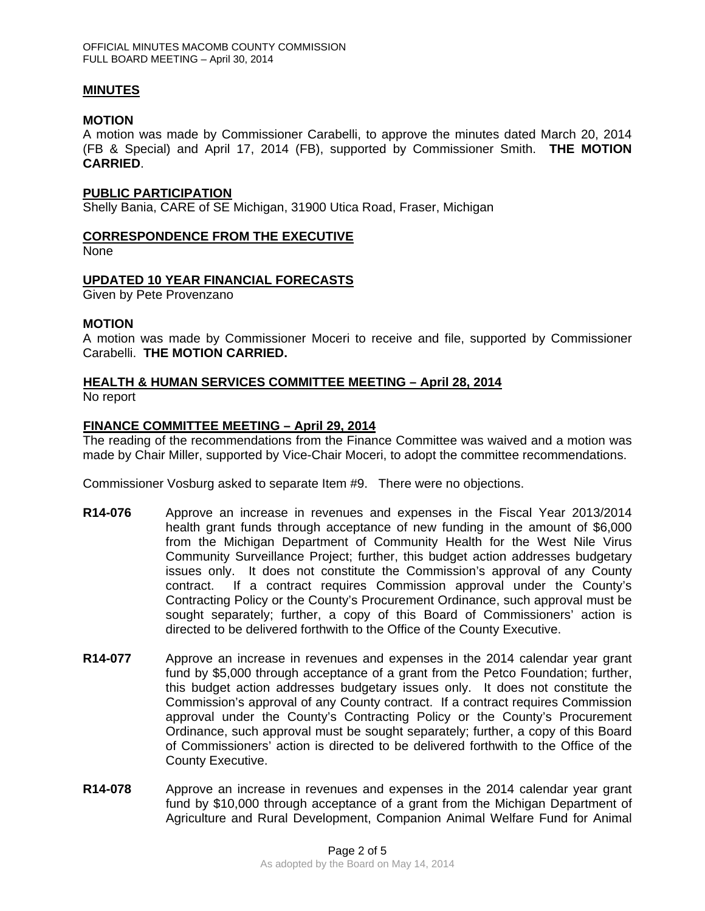## MINUTES

### MOTION

A motion was made by Commissioner Carabelli, to approve the minutes dated March 20, 2014 (FB & Special) and April 17, 2014 (FB), supported by Commissioner Smith. **THE MOTION CARRIED**.

## PUBLIC PARTICIPATION

Shelly Bania, CARE of SE Michigan, 31900 Utica Road, Fraser, Michigan

## CORRESPONDENCE FROM THE EXECUTIVE

None

## UPDATED 10 YEAR FINANCIAL FORECASTS

Given by Pete Provenzano

### MOTION

A motion was made by Commissioner Moceri to receive and file, supported by Commissioner Carabelli. **THE MOTION CARRIED.**

## HEALTH & HUMAN SERVICES COMMITTEE MEETING – April 28, 2014

No report

## FINANCE COMMITTEE MEETING – April 29, 2014

The reading of the recommendations from the Finance Committee was waived and a motion was made by Chair Miller, supported by Vice-Chair Moceri, to adopt the committee recommendations.

Commissioner Vosburg asked to separate Item #9. There were no objections.

**R14-076** Approve an increase in revenues and expenses in the Fiscal Year 2013/2014 health grant funds through acceptance of new funding in the amount of $6,000 from the Michigan Department of Community Health for the West Nile Virus Community Surveillance Project; further, this budget action addresses budgetary issues only. It does not constitute the Commission's approval of any County contract. If a contract requires Commission approval under the County's Contracting Policy or the County's Procurement Ordinance, such approval must be sought separately; further, a copy of this Board of Commissioners' action is directed to be delivered forthwith to the Office of the County Executive.

**R14-077** Approve an increase in revenues and expenses in the 2014 calendar year grant fund by $5,000 through acceptance of a grant from the Petco Foundation; further, this budget action addresses budgetary issues only. It does not constitute the Commission's approval of any County contract. If a contract requires Commission approval under the County's Contracting Policy or the County's Procurement Ordinance, such approval must be sought separately; further, a copy of this Board of Commissioners' action is directed to be delivered forthwith to the Office of the County Executive.

**R14-078** Approve an increase in revenues and expenses in the 2014 calendar year grant fund by $10,000 through acceptance of a grant from the Michigan Department of Agriculture and Rural Development, Companion Animal Welfare Fund for Animal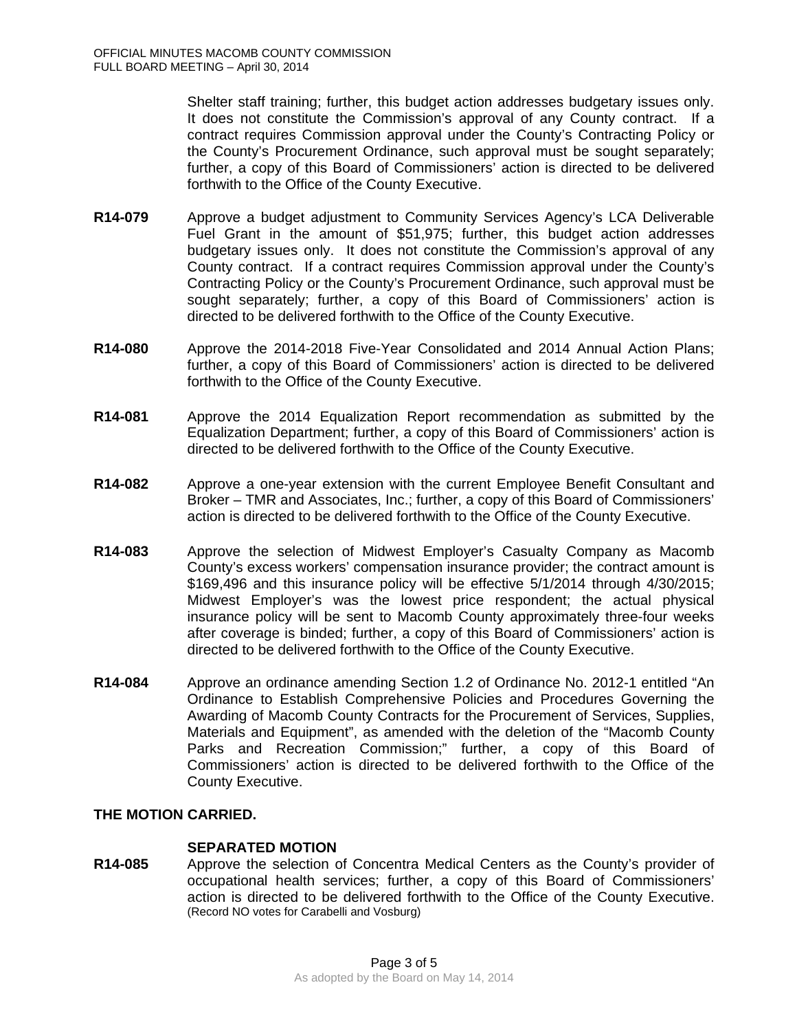Shelter staff training; further, this budget action addresses budgetary issues only. It does not constitute the Commission's approval of any County contract. If a contract requires Commission approval under the County's Contracting Policy or the County's Procurement Ordinance, such approval must be sought separately; further, a copy of this Board of Commissioners' action is directed to be delivered forthwith to the Office of the County Executive.

**R14-079** Approve a budget adjustment to Community Services Agency's LCA Deliverable Fuel Grant in the amount of $51,975; further, this budget action addresses budgetary issues only. It does not constitute the Commission's approval of any County contract. If a contract requires Commission approval under the County's Contracting Policy or the County's Procurement Ordinance, such approval must be sought separately; further, a copy of this Board of Commissioners' action is directed to be delivered forthwith to the Office of the County Executive.

**R14-080** Approve the 2014-2018 Five-Year Consolidated and 2014 Annual Action Plans; further, a copy of this Board of Commissioners' action is directed to be delivered forthwith to the Office of the County Executive.

**R14-081** Approve the 2014 Equalization Report recommendation as submitted by the Equalization Department; further, a copy of this Board of Commissioners' action is directed to be delivered forthwith to the Office of the County Executive.

**R14-082** Approve a one-year extension with the current Employee Benefit Consultant and Broker – TMR and Associates, Inc.; further, a copy of this Board of Commissioners' action is directed to be delivered forthwith to the Office of the County Executive.

**R14-083** Approve the selection of Midwest Employer's Casualty Company as Macomb County's excess workers' compensation insurance provider; the contract amount is $169,496 and this insurance policy will be effective 5/1/2014 through 4/30/2015; Midwest Employer's was the lowest price respondent; the actual physical insurance policy will be sent to Macomb County approximately three-four weeks after coverage is binded; further, a copy of this Board of Commissioners' action is directed to be delivered forthwith to the Office of the County Executive.

**R14-084** Approve an ordinance amending Section 1.2 of Ordinance No. 2012-1 entitled "An Ordinance to Establish Comprehensive Policies and Procedures Governing the Awarding of Macomb County Contracts for the Procurement of Services, Supplies, Materials and Equipment", as amended with the deletion of the "Macomb County Parks and Recreation Commission;" further, a copy of this Board of Commissioners' action is directed to be delivered forthwith to the Office of the County Executive.

**THE MOTION CARRIED.**

**SEPARATED MOTION**

**R14-085** Approve the selection of Concentra Medical Centers as the County's provider of occupational health services; further, a copy of this Board of Commissioners' action is directed to be delivered forthwith to the Office of the County Executive. (Record NO votes for Carabelli and Vosburg)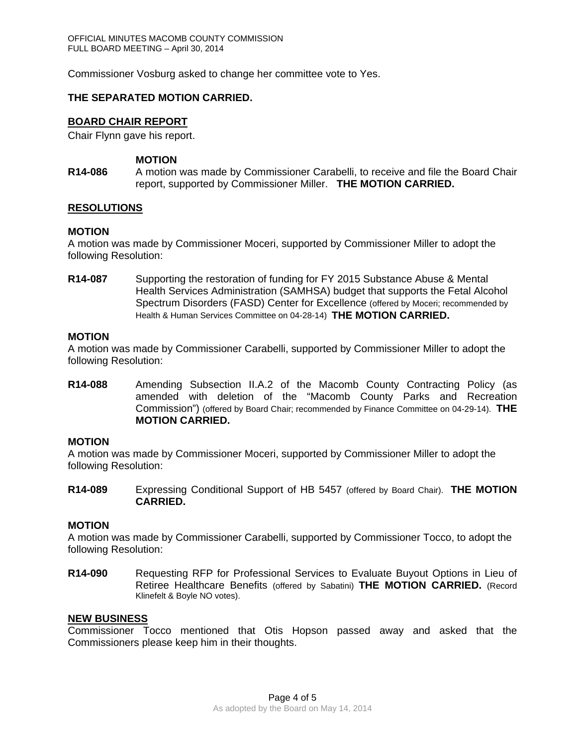Commissioner Vosburg asked to change her committee vote to Yes.

**THE SEPARATED MOTION CARRIED.**

## BOARD CHAIR REPORT

Chair Flynn gave his report.

**MOTION**

**R14-086** A motion was made by Commissioner Carabelli, to receive and file the Board Chair report, supported by Commissioner Miller. **THE MOTION CARRIED.**

## RESOLUTIONS

**MOTION**

A motion was made by Commissioner Moceri, supported by Commissioner Miller to adopt the following Resolution:

**R14-087** Supporting the restoration of funding for FY 2015 Substance Abuse & Mental Health Services Administration (SAMHSA) budget that supports the Fetal Alcohol Spectrum Disorders (FASD) Center for Excellence (offered by Moceri; recommended by Health & Human Services Committee on 04-28-14) **THE MOTION CARRIED.**

**MOTION**

A motion was made by Commissioner Carabelli, supported by Commissioner Miller to adopt the following Resolution:

**R14-088** Amending Subsection II.A.2 of the Macomb County Contracting Policy (as amended with deletion of the "Macomb County Parks and Recreation Commission") (offered by Board Chair; recommended by Finance Committee on 04-29-14). **THE MOTION CARRIED.**

**MOTION**

A motion was made by Commissioner Moceri, supported by Commissioner Miller to adopt the following Resolution:

**R14-089** Expressing Conditional Support of HB 5457 (offered by Board Chair). **THE MOTION CARRIED.**

**MOTION**

A motion was made by Commissioner Carabelli, supported by Commissioner Tocco, to adopt the following Resolution:

**R14-090** Requesting RFP for Professional Services to Evaluate Buyout Options in Lieu of Retiree Healthcare Benefits (offered by Sabatini) **THE MOTION CARRIED.** (Record Klinefelt & Boyle NO votes).

## NEW BUSINESS

Commissioner Tocco mentioned that Otis Hopson passed away and asked that the Commissioners please keep him in their thoughts.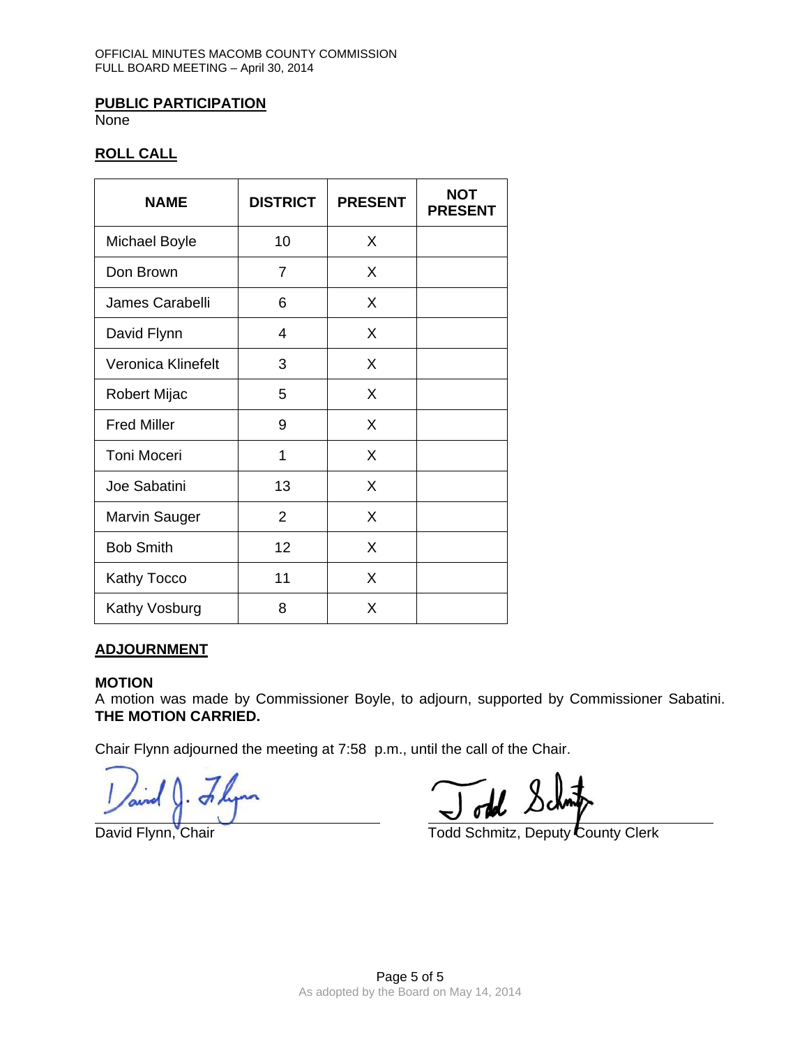## PUBLIC PARTICIPATION

None

## ROLL CALL

| NAME | DISTRICT | PRESENT | NOT PRESENT |
|---|---|---|---|
| Michael Boyle | 10 | X | |
| Don Brown | 7 | X | |
| James Carabelli | 6 | X | |
| David Flynn | 4 | X | |
| Veronica Klinefelt | 3 | X | |
| Robert Mijac | 5 | X | |
| Fred Miller | 9 | X | |
| Toni Moceri | 1 | X | |
| Joe Sabatini | 13 | X | |
| Marvin Sauger | 2 | X | |
| Bob Smith | 12 | X | |
| Kathy Tocco | 11 | X | |
| Kathy Vosburg | 8 | X | |

## ADJOURNMENT

**MOTION**

A motion was made by Commissioner Boyle, to adjourn, supported by Commissioner Sabatini. **THE MOTION CARRIED.**

Chair Flynn adjourned the meeting at 7:58 p.m., until the call of the Chair.

David Flynn, Chair

Todd Schmitz, Deputy County Clerk

As adopted by the Board on May 14, 2014